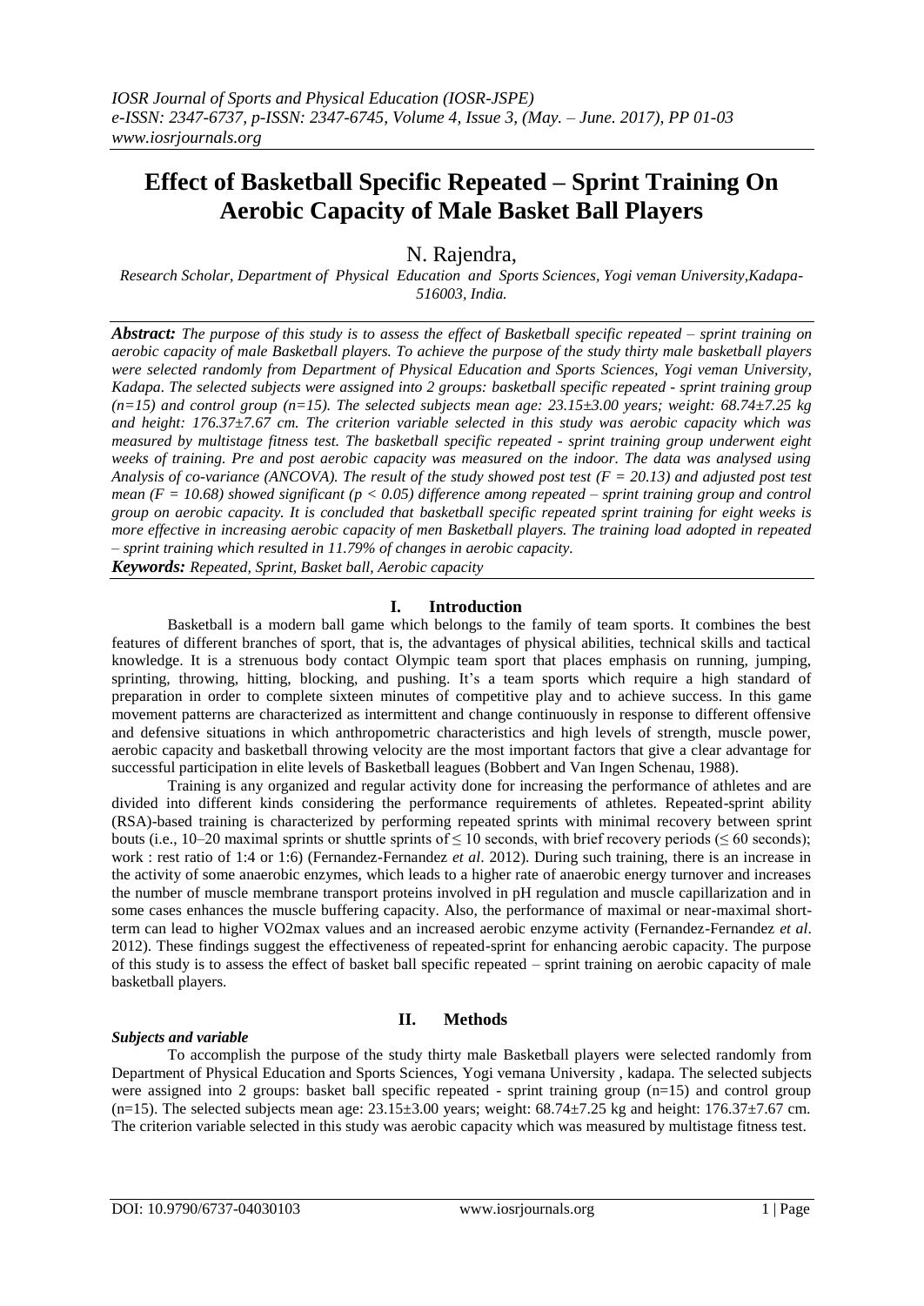# Effect of Basketball Specific Repeated – Sprint Training On Aerobic Capacity of Male Basket Ball Players

N. Rajendra,

*Research Scholar, Department of Physical Education and Sports Sciences, Yogi veman University,Kadapa-516003, India.*

***Abstract:*** *The purpose of this study is to assess the effect of Basketball specific repeated – sprint training on aerobic capacity of male Basketball players. To achieve the purpose of the study thirty male basketball players were selected randomly from Department of Physical Education and Sports Sciences, Yogi veman University, Kadapa. The selected subjects were assigned into 2 groups: basketball specific repeated - sprint training group (n=15) and control group (n=15). The selected subjects mean age: 23.15±3.00 years; weight: 68.74±7.25 kg and height: 176.37±7.67 cm. The criterion variable selected in this study was aerobic capacity which was measured by multistage fitness test. The basketball specific repeated - sprint training group underwent eight weeks of training. Pre and post aerobic capacity was measured on the indoor. The data was analysed using Analysis of co-variance (ANCOVA). The result of the study showed post test ($F = 20.13$) and adjusted post test mean ($F = 10.68$) showed significant ($p < 0.05$) difference among repeated – sprint training group and control group on aerobic capacity. It is concluded that basketball specific repeated sprint training for eight weeks is more effective in increasing aerobic capacity of men Basketball players. The training load adopted in repeated – sprint training which resulted in 11.79% of changes in aerobic capacity.*

***Keywords:*** *Repeated, Sprint, Basket ball, Aerobic capacity*

## I. Introduction

Basketball is a modern ball game which belongs to the family of team sports. It combines the best features of different branches of sport, that is, the advantages of physical abilities, technical skills and tactical knowledge. It is a strenuous body contact Olympic team sport that places emphasis on running, jumping, sprinting, throwing, hitting, blocking, and pushing. It's a team sports which require a high standard of preparation in order to complete sixteen minutes of competitive play and to achieve success. In this game movement patterns are characterized as intermittent and change continuously in response to different offensive and defensive situations in which anthropometric characteristics and high levels of strength, muscle power, aerobic capacity and basketball throwing velocity are the most important factors that give a clear advantage for successful participation in elite levels of Basketball leagues (Bobbert and Van Ingen Schenau, 1988).

Training is any organized and regular activity done for increasing the performance of athletes and are divided into different kinds considering the performance requirements of athletes. Repeated-sprint ability (RSA)-based training is characterized by performing repeated sprints with minimal recovery between sprint bouts (i.e., 10–20 maximal sprints or shuttle sprints of ≤ 10 seconds, with brief recovery periods (≤ 60 seconds); work : rest ratio of 1:4 or 1:6) (Fernandez-Fernandez *et al*. 2012). During such training, there is an increase in the activity of some anaerobic enzymes, which leads to a higher rate of anaerobic energy turnover and increases the number of muscle membrane transport proteins involved in pH regulation and muscle capillarization and in some cases enhances the muscle buffering capacity. Also, the performance of maximal or near-maximal short-term can lead to higher VO2max values and an increased aerobic enzyme activity (Fernandez-Fernandez *et al*. 2012). These findings suggest the effectiveness of repeated-sprint for enhancing aerobic capacity. The purpose of this study is to assess the effect of basket ball specific repeated – sprint training on aerobic capacity of male basketball players.

## II. Methods

### *Subjects and variable*

To accomplish the purpose of the study thirty male Basketball players were selected randomly from Department of Physical Education and Sports Sciences, Yogi vemana University , kadapa. The selected subjects were assigned into 2 groups: basket ball specific repeated - sprint training group (n=15) and control group (n=15). The selected subjects mean age: 23.15±3.00 years; weight: 68.74±7.25 kg and height: 176.37±7.67 cm. The criterion variable selected in this study was aerobic capacity which was measured by multistage fitness test.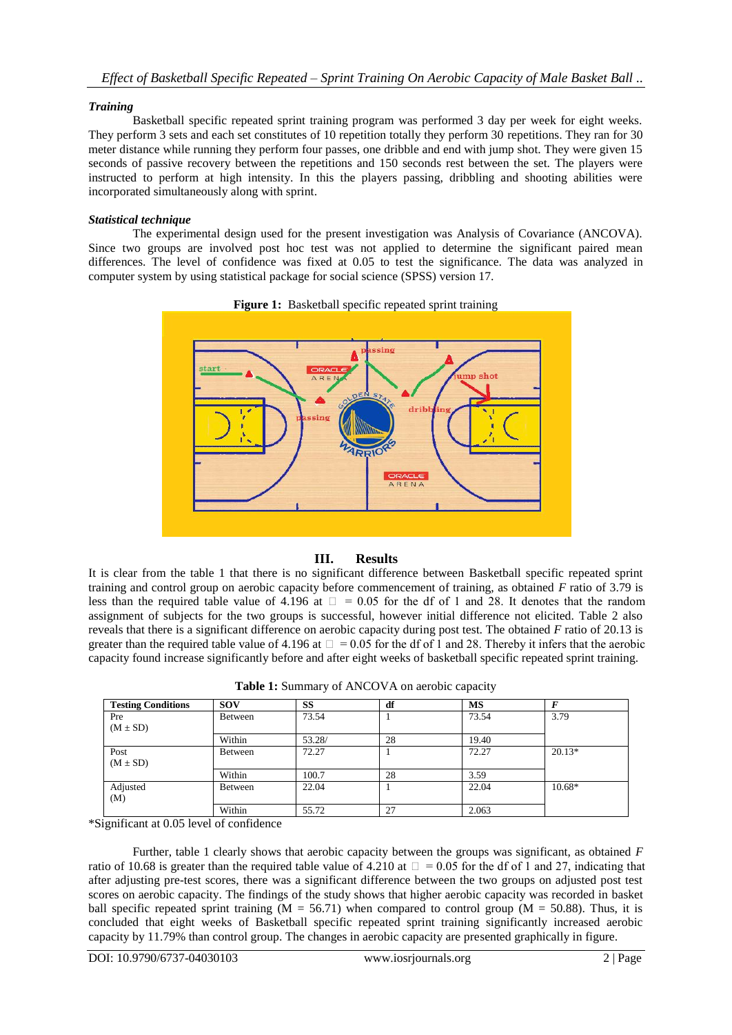### *Training*

Basketball specific repeated sprint training program was performed 3 day per week for eight weeks. They perform 3 sets and each set constitutes of 10 repetition totally they perform 30 repetitions. They ran for 30 meter distance while running they perform four passes, one dribble and end with jump shot. They were given 15 seconds of passive recovery between the repetitions and 150 seconds rest between the set. The players were instructed to perform at high intensity. In this the players passing, dribbling and shooting abilities were incorporated simultaneously along with sprint.

### *Statistical technique*

The experimental design used for the present investigation was Analysis of Covariance (ANCOVA). Since two groups are involved post hoc test was not applied to determine the significant paired mean differences. The level of confidence was fixed at 0.05 to test the significance. The data was analyzed in computer system by using statistical package for social science (SPSS) version 17.

**Figure 1:** Basketball specific repeated sprint training

## III. Results

It is clear from the table 1 that there is no significant difference between Basketball specific repeated sprint training and control group on aerobic capacity before commencement of training, as obtained *F* ratio of 3.79 is less than the required table value of 4.196 at □ = 0.05 for the df of 1 and 28. It denotes that the random assignment of subjects for the two groups is successful, however initial difference not elicited. Table 2 also reveals that there is a significant difference on aerobic capacity during post test. The obtained *F* ratio of 20.13 is greater than the required table value of 4.196 at □ = 0.05 for the df of 1 and 28. Thereby it infers that the aerobic capacity found increase significantly before and after eight weeks of basketball specific repeated sprint training.

**Table 1:** Summary of ANCOVA on aerobic capacity

| Testing Conditions | SOV | SS | df | MS | *F* |
|---|---|---|---|---|---|
| Pre (M ± SD) | Between | 73.54 | 1 | 73.54 | 3.79 |
| | Within | 53.28/ | 28 | 19.40 | |
| Post (M ± SD) | Between | 72.27 | 1 | 72.27 | 20.13* |
| | Within | 100.7 | 28 | 3.59 | |
| Adjusted (M) | Between | 22.04 | 1 | 22.04 | 10.68* |
| | Within | 55.72 | 27 | 2.063 | |

*Significant at 0.05 level of confidence

Further, table 1 clearly shows that aerobic capacity between the groups was significant, as obtained *F* ratio of 10.68 is greater than the required table value of 4.210 at □ = 0.05 for the df of 1 and 27, indicating that after adjusting pre-test scores, there was a significant difference between the two groups on adjusted post test scores on aerobic capacity. The findings of the study shows that higher aerobic capacity was recorded in basket ball specific repeated sprint training (M = 56.71) when compared to control group (M = 50.88). Thus, it is concluded that eight weeks of Basketball specific repeated sprint training significantly increased aerobic capacity by 11.79% than control group. The changes in aerobic capacity are presented graphically in figure.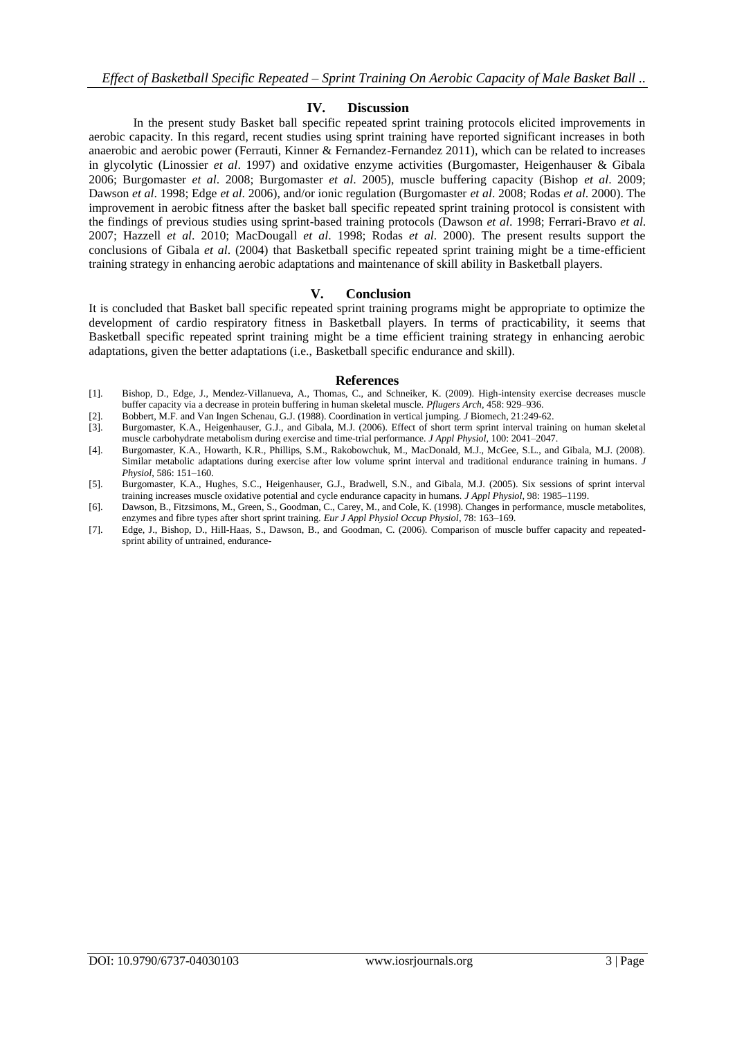## IV. Discussion

In the present study Basket ball specific repeated sprint training protocols elicited improvements in aerobic capacity. In this regard, recent studies using sprint training have reported significant increases in both anaerobic and aerobic power (Ferrauti, Kinner & Fernandez-Fernandez 2011), which can be related to increases in glycolytic (Linossier *et al*. 1997) and oxidative enzyme activities (Burgomaster, Heigenhauser & Gibala 2006; Burgomaster *et al*. 2008; Burgomaster *et al*. 2005), muscle buffering capacity (Bishop *et al*. 2009; Dawson *et al*. 1998; Edge *et al*. 2006), and/or ionic regulation (Burgomaster *et al*. 2008; Rodas *et al*. 2000). The improvement in aerobic fitness after the basket ball specific repeated sprint training protocol is consistent with the findings of previous studies using sprint-based training protocols (Dawson *et al*. 1998; Ferrari-Bravo *et al.* 2007; Hazzell *et al*. 2010; MacDougall *et al*. 1998; Rodas *et al*. 2000). The present results support the conclusions of Gibala *et al*. (2004) that Basketball specific repeated sprint training might be a time-efficient training strategy in enhancing aerobic adaptations and maintenance of skill ability in Basketball players.

## V. Conclusion

It is concluded that Basket ball specific repeated sprint training programs might be appropriate to optimize the development of cardio respiratory fitness in Basketball players. In terms of practicability, it seems that Basketball specific repeated sprint training might be a time efficient training strategy in enhancing aerobic adaptations, given the better adaptations (i.e., Basketball specific endurance and skill).

## References

[1]. Bishop, D., Edge, J., Mendez-Villanueva, A., Thomas, C., and Schneiker, K. (2009). High-intensity exercise decreases muscle buffer capacity via a decrease in protein buffering in human skeletal muscle. *Pflugers Arch*, 458: 929–936.

[2]. Bobbert, M.F. and Van Ingen Schenau, G.J. (1988). Coordination in vertical jumping. *J* Biomech, 21:249-62.

[3]. Burgomaster, K.A., Heigenhauser, G.J., and Gibala, M.J. (2006). Effect of short term sprint interval training on human skeletal muscle carbohydrate metabolism during exercise and time-trial performance. *J Appl Physiol*, 100: 2041–2047.

[4]. Burgomaster, K.A., Howarth, K.R., Phillips, S.M., Rakobowchuk, M., MacDonald, M.J., McGee, S.L., and Gibala, M.J. (2008). Similar metabolic adaptations during exercise after low volume sprint interval and traditional endurance training in humans. *J Physiol*, 586: 151–160.

[5]. Burgomaster, K.A., Hughes, S.C., Heigenhauser, G.J., Bradwell, S.N., and Gibala, M.J. (2005). Six sessions of sprint interval training increases muscle oxidative potential and cycle endurance capacity in humans. *J Appl Physiol*, 98: 1985–1199.

[6]. Dawson, B., Fitzsimons, M., Green, S., Goodman, C., Carey, M., and Cole, K. (1998). Changes in performance, muscle metabolites, enzymes and fibre types after short sprint training. *Eur J Appl Physiol Occup Physiol*, 78: 163–169.

[7]. Edge, J., Bishop, D., Hill-Haas, S., Dawson, B., and Goodman, C. (2006). Comparison of muscle buffer capacity and repeated-sprint ability of untrained, endurance-